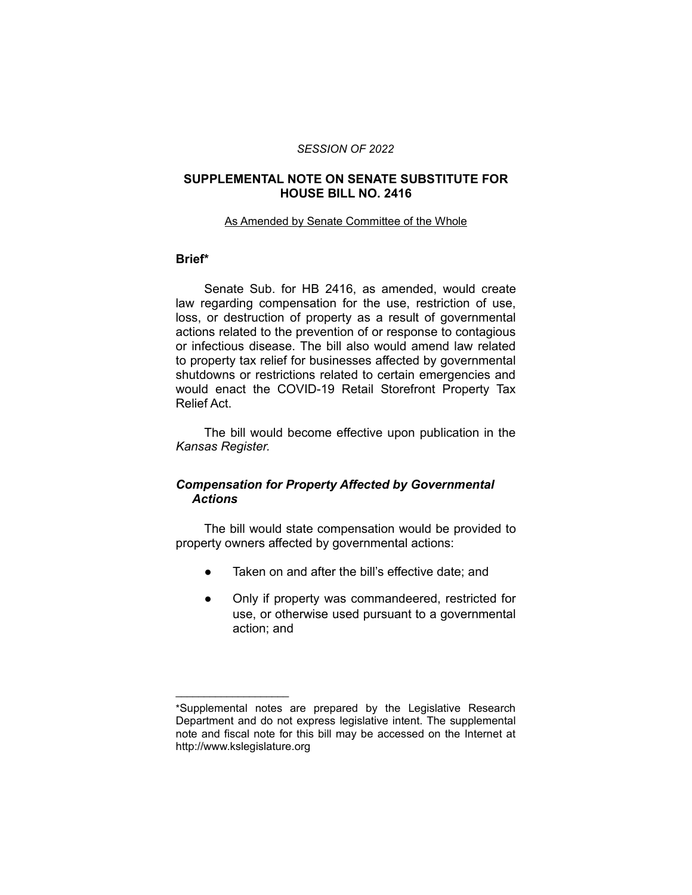*SESSION OF 2022*

## SUPPLEMENTAL NOTE ON SENATE SUBSTITUTE FOR HOUSE BILL NO. 2416

As Amended by Senate Committee of the Whole

### Brief*

Senate Sub. for HB 2416, as amended, would create law regarding compensation for the use, restriction of use, loss, or destruction of property as a result of governmental actions related to the prevention of or response to contagious or infectious disease. The bill also would amend law related to property tax relief for businesses affected by governmental shutdowns or restrictions related to certain emergencies and would enact the COVID-19 Retail Storefront Property Tax Relief Act.

The bill would become effective upon publication in the *Kansas Register.*

### *Compensation for Property Affected by Governmental Actions*

The bill would state compensation would be provided to property owners affected by governmental actions:

- Taken on and after the bill's effective date; and
- Only if property was commandeered, restricted for use, or otherwise used pursuant to a governmental action; and

---

*Supplemental notes are prepared by the Legislative Research Department and do not express legislative intent. The supplemental note and fiscal note for this bill may be accessed on the Internet at http://www.kslegislature.org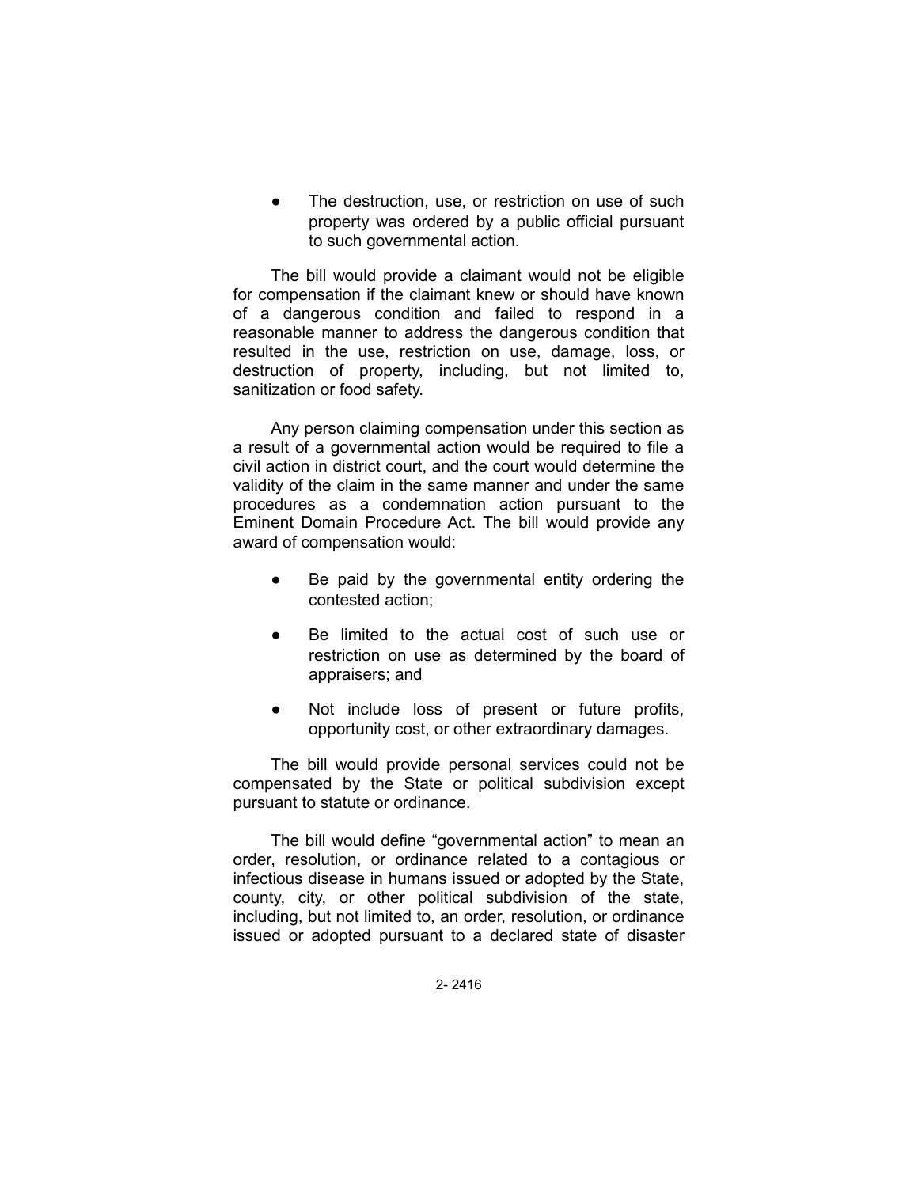- The destruction, use, or restriction on use of such property was ordered by a public official pursuant to such governmental action.

The bill would provide a claimant would not be eligible for compensation if the claimant knew or should have known of a dangerous condition and failed to respond in a reasonable manner to address the dangerous condition that resulted in the use, restriction on use, damage, loss, or destruction of property, including, but not limited to, sanitization or food safety.

Any person claiming compensation under this section as a result of a governmental action would be required to file a civil action in district court, and the court would determine the validity of the claim in the same manner and under the same procedures as a condemnation action pursuant to the Eminent Domain Procedure Act. The bill would provide any award of compensation would:

- Be paid by the governmental entity ordering the contested action;
- Be limited to the actual cost of such use or restriction on use as determined by the board of appraisers; and
- Not include loss of present or future profits, opportunity cost, or other extraordinary damages.

The bill would provide personal services could not be compensated by the State or political subdivision except pursuant to statute or ordinance.

The bill would define "governmental action" to mean an order, resolution, or ordinance related to a contagious or infectious disease in humans issued or adopted by the State, county, city, or other political subdivision of the state, including, but not limited to, an order, resolution, or ordinance issued or adopted pursuant to a declared state of disaster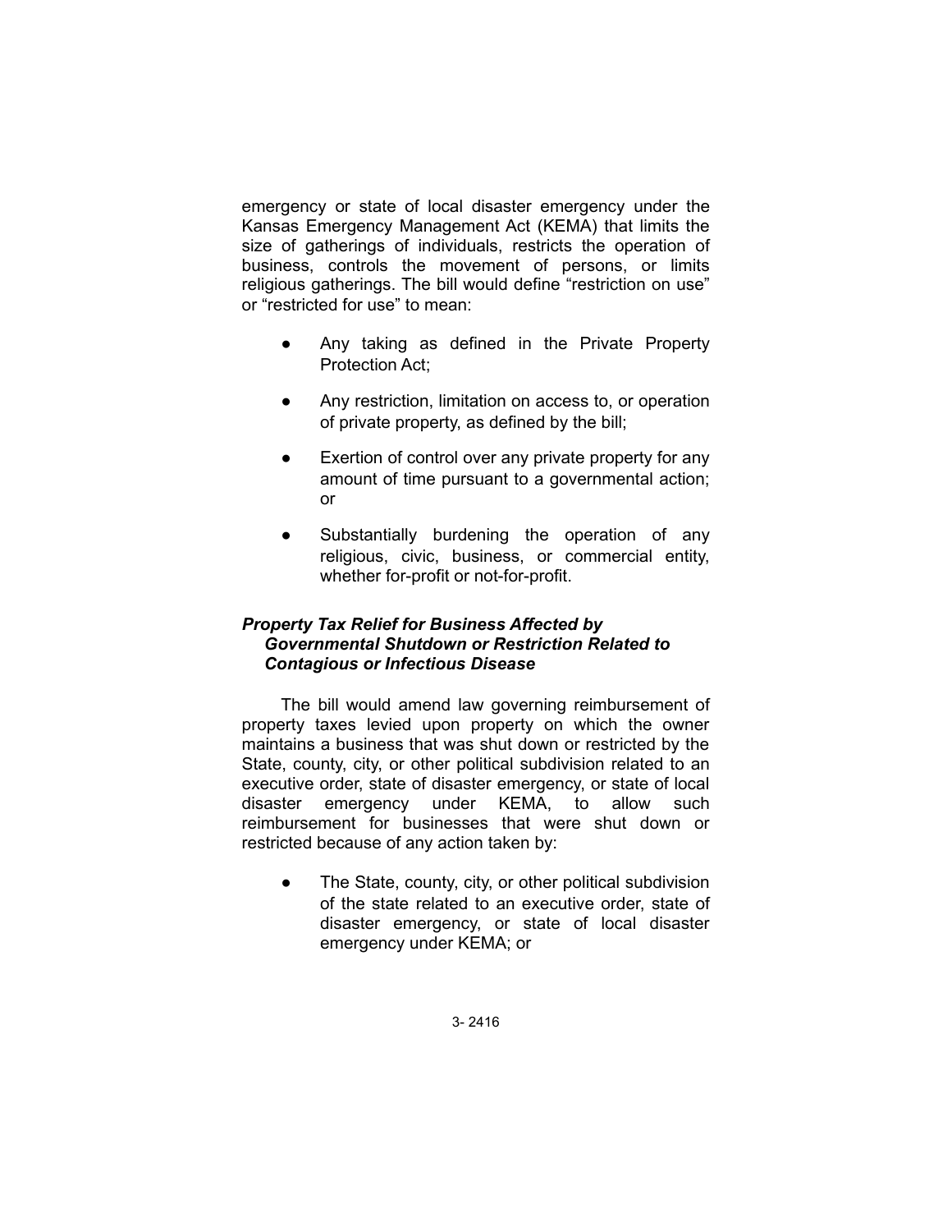emergency or state of local disaster emergency under the Kansas Emergency Management Act (KEMA) that limits the size of gatherings of individuals, restricts the operation of business, controls the movement of persons, or limits religious gatherings. The bill would define "restriction on use" or "restricted for use" to mean:

- Any taking as defined in the Private Property Protection Act;
- Any restriction, limitation on access to, or operation of private property, as defined by the bill;
- Exertion of control over any private property for any amount of time pursuant to a governmental action; or
- Substantially burdening the operation of any religious, civic, business, or commercial entity, whether for-profit or not-for-profit.

### *Property Tax Relief for Business Affected by Governmental Shutdown or Restriction Related to Contagious or Infectious Disease*

The bill would amend law governing reimbursement of property taxes levied upon property on which the owner maintains a business that was shut down or restricted by the State, county, city, or other political subdivision related to an executive order, state of disaster emergency, or state of local disaster emergency under KEMA, to allow such reimbursement for businesses that were shut down or restricted because of any action taken by:

- The State, county, city, or other political subdivision of the state related to an executive order, state of disaster emergency, or state of local disaster emergency under KEMA; or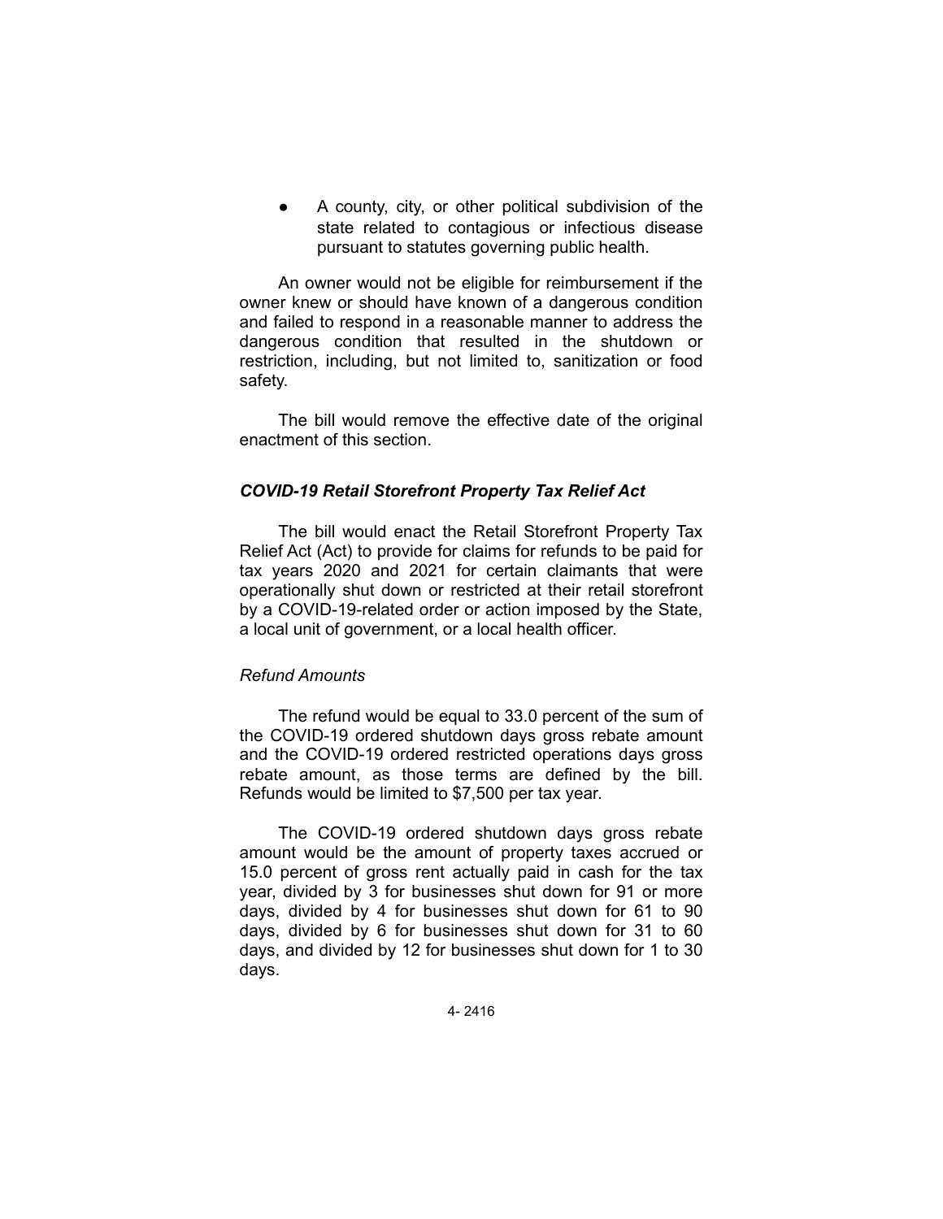- A county, city, or other political subdivision of the state related to contagious or infectious disease pursuant to statutes governing public health.

An owner would not be eligible for reimbursement if the owner knew or should have known of a dangerous condition and failed to respond in a reasonable manner to address the dangerous condition that resulted in the shutdown or restriction, including, but not limited to, sanitization or food safety.

The bill would remove the effective date of the original enactment of this section.

### *COVID-19 Retail Storefront Property Tax Relief Act*

The bill would enact the Retail Storefront Property Tax Relief Act (Act) to provide for claims for refunds to be paid for tax years 2020 and 2021 for certain claimants that were operationally shut down or restricted at their retail storefront by a COVID-19-related order or action imposed by the State, a local unit of government, or a local health officer.

#### *Refund Amounts*

The refund would be equal to 33.0 percent of the sum of the COVID-19 ordered shutdown days gross rebate amount and the COVID-19 ordered restricted operations days gross rebate amount, as those terms are defined by the bill. Refunds would be limited to $7,500 per tax year.

The COVID-19 ordered shutdown days gross rebate amount would be the amount of property taxes accrued or 15.0 percent of gross rent actually paid in cash for the tax year, divided by 3 for businesses shut down for 91 or more days, divided by 4 for businesses shut down for 61 to 90 days, divided by 6 for businesses shut down for 31 to 60 days, and divided by 12 for businesses shut down for 1 to 30 days.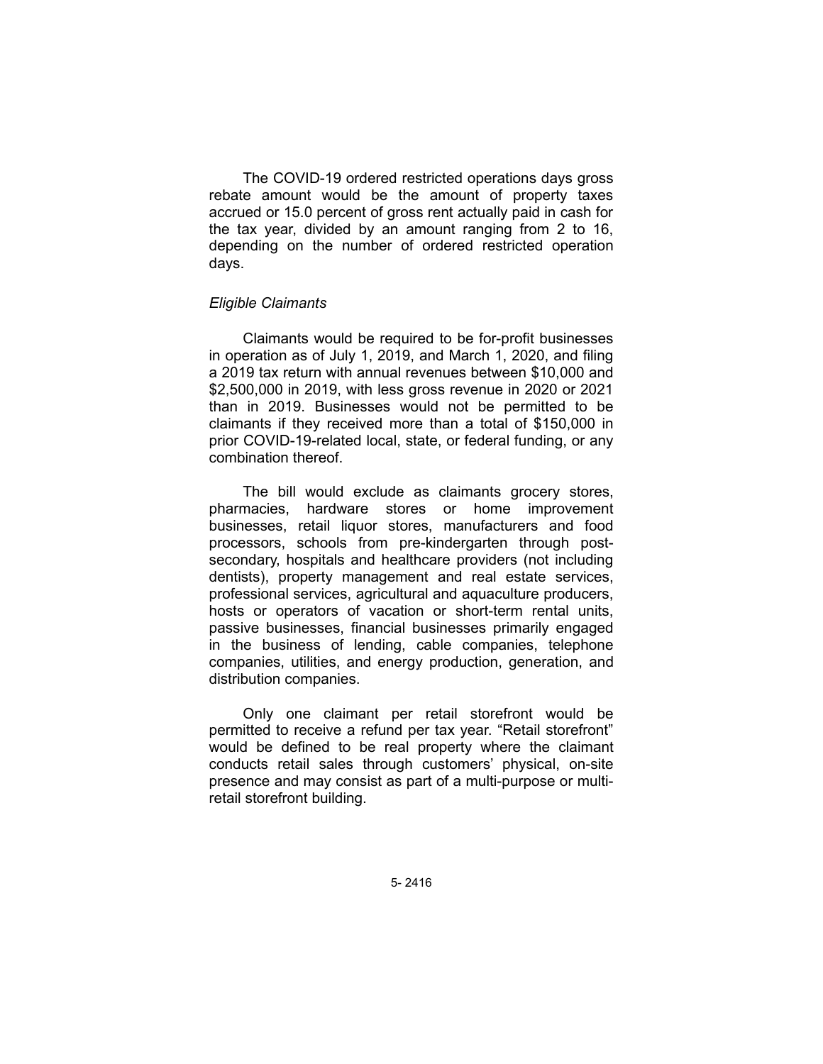The COVID-19 ordered restricted operations days gross rebate amount would be the amount of property taxes accrued or 15.0 percent of gross rent actually paid in cash for the tax year, divided by an amount ranging from 2 to 16, depending on the number of ordered restricted operation days.

*Eligible Claimants*

Claimants would be required to be for-profit businesses in operation as of July 1, 2019, and March 1, 2020, and filing a 2019 tax return with annual revenues between $10,000 and $2,500,000 in 2019, with less gross revenue in 2020 or 2021 than in 2019. Businesses would not be permitted to be claimants if they received more than a total of $150,000 in prior COVID-19-related local, state, or federal funding, or any combination thereof.

The bill would exclude as claimants grocery stores, pharmacies, hardware stores or home improvement businesses, retail liquor stores, manufacturers and food processors, schools from pre-kindergarten through post-secondary, hospitals and healthcare providers (not including dentists), property management and real estate services, professional services, agricultural and aquaculture producers, hosts or operators of vacation or short-term rental units, passive businesses, financial businesses primarily engaged in the business of lending, cable companies, telephone companies, utilities, and energy production, generation, and distribution companies.

Only one claimant per retail storefront would be permitted to receive a refund per tax year. "Retail storefront" would be defined to be real property where the claimant conducts retail sales through customers' physical, on-site presence and may consist as part of a multi-purpose or multi-retail storefront building.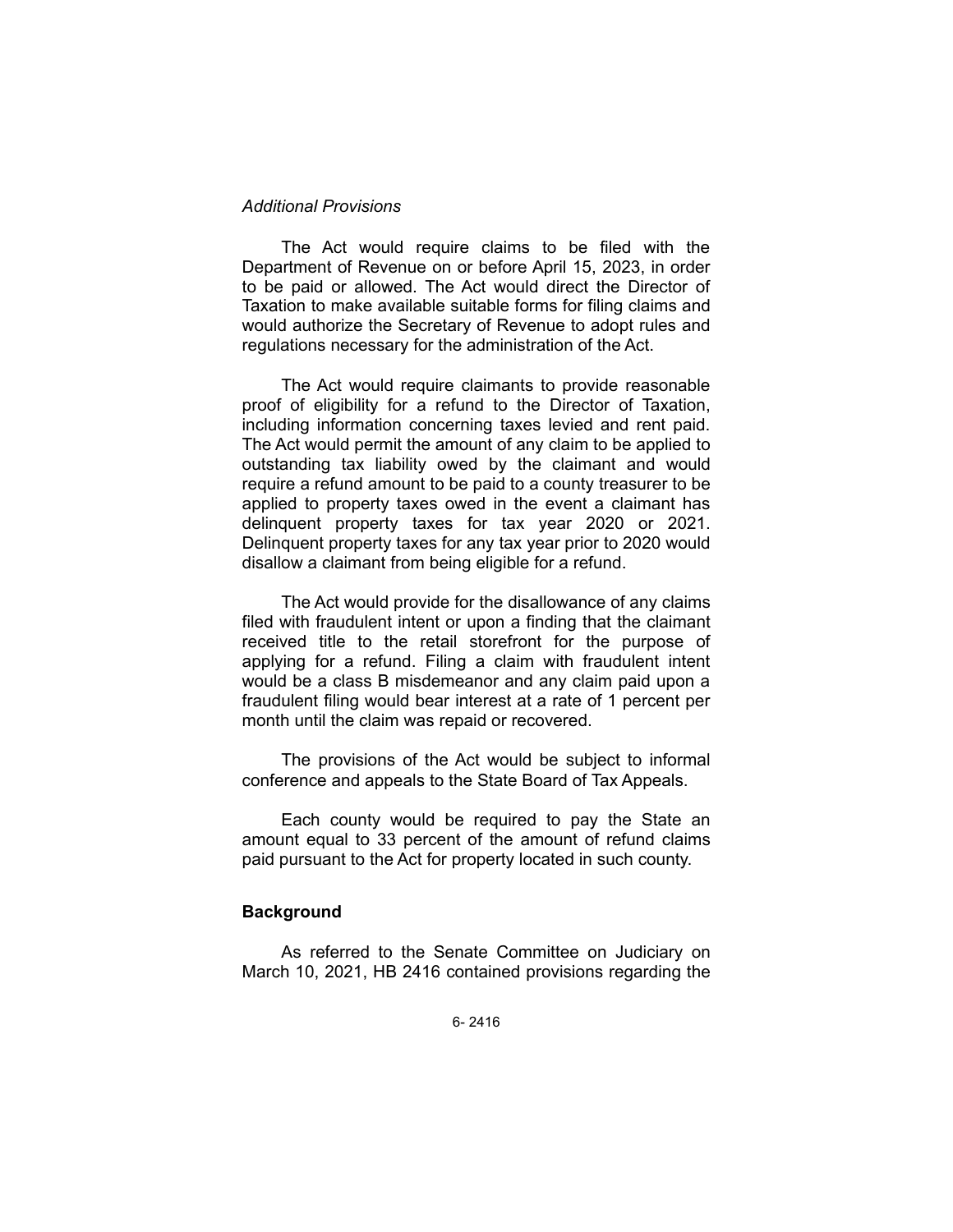*Additional Provisions*

The Act would require claims to be filed with the Department of Revenue on or before April 15, 2023, in order to be paid or allowed. The Act would direct the Director of Taxation to make available suitable forms for filing claims and would authorize the Secretary of Revenue to adopt rules and regulations necessary for the administration of the Act.

The Act would require claimants to provide reasonable proof of eligibility for a refund to the Director of Taxation, including information concerning taxes levied and rent paid. The Act would permit the amount of any claim to be applied to outstanding tax liability owed by the claimant and would require a refund amount to be paid to a county treasurer to be applied to property taxes owed in the event a claimant has delinquent property taxes for tax year 2020 or 2021. Delinquent property taxes for any tax year prior to 2020 would disallow a claimant from being eligible for a refund.

The Act would provide for the disallowance of any claims filed with fraudulent intent or upon a finding that the claimant received title to the retail storefront for the purpose of applying for a refund. Filing a claim with fraudulent intent would be a class B misdemeanor and any claim paid upon a fraudulent filing would bear interest at a rate of 1 percent per month until the claim was repaid or recovered.

The provisions of the Act would be subject to informal conference and appeals to the State Board of Tax Appeals.

Each county would be required to pay the State an amount equal to 33 percent of the amount of refund claims paid pursuant to the Act for property located in such county.

## Background

As referred to the Senate Committee on Judiciary on March 10, 2021, HB 2416 contained provisions regarding the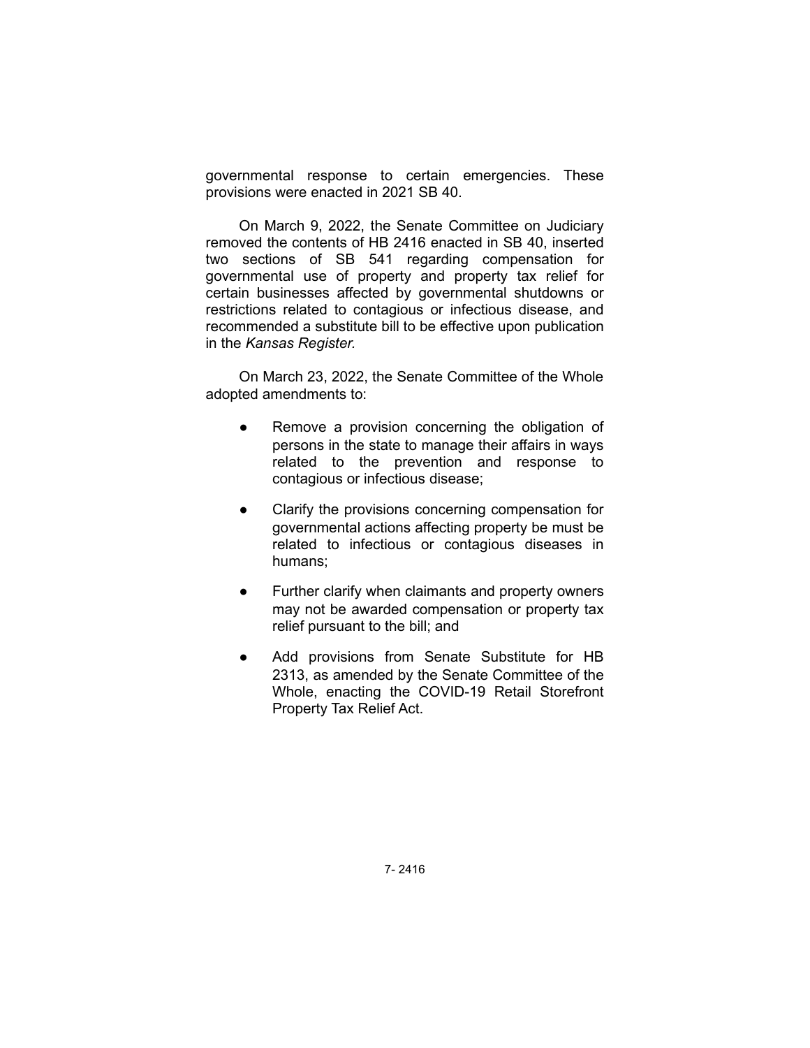governmental response to certain emergencies. These provisions were enacted in 2021 SB 40.

On March 9, 2022, the Senate Committee on Judiciary removed the contents of HB 2416 enacted in SB 40, inserted two sections of SB 541 regarding compensation for governmental use of property and property tax relief for certain businesses affected by governmental shutdowns or restrictions related to contagious or infectious disease, and recommended a substitute bill to be effective upon publication in the *Kansas Register.*

On March 23, 2022, the Senate Committee of the Whole adopted amendments to:

- Remove a provision concerning the obligation of persons in the state to manage their affairs in ways related to the prevention and response to contagious or infectious disease;
- Clarify the provisions concerning compensation for governmental actions affecting property be must be related to infectious or contagious diseases in humans;
- Further clarify when claimants and property owners may not be awarded compensation or property tax relief pursuant to the bill; and
- Add provisions from Senate Substitute for HB 2313, as amended by the Senate Committee of the Whole, enacting the COVID-19 Retail Storefront Property Tax Relief Act.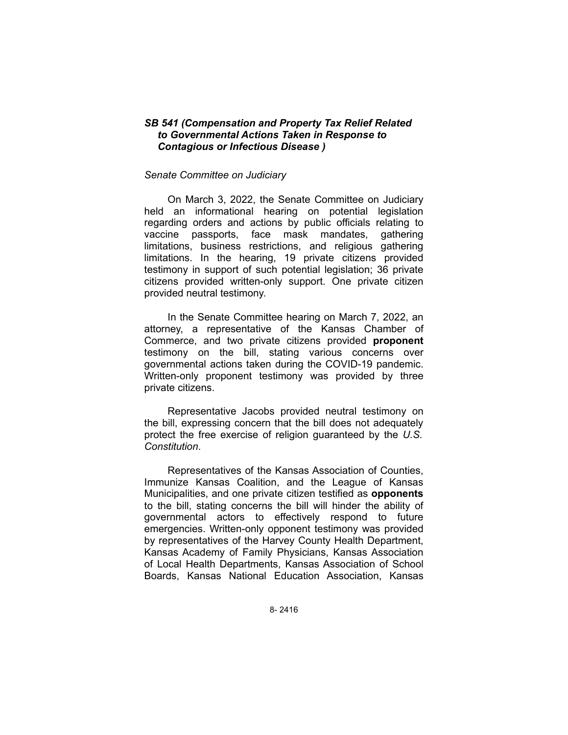### *SB 541 (Compensation and Property Tax Relief Related to Governmental Actions Taken in Response to Contagious or Infectious Disease )*

*Senate Committee on Judiciary*

On March 3, 2022, the Senate Committee on Judiciary held an informational hearing on potential legislation regarding orders and actions by public officials relating to vaccine passports, face mask mandates, gathering limitations, business restrictions, and religious gathering limitations. In the hearing, 19 private citizens provided testimony in support of such potential legislation; 36 private citizens provided written-only support. One private citizen provided neutral testimony.

In the Senate Committee hearing on March 7, 2022, an attorney, a representative of the Kansas Chamber of Commerce, and two private citizens provided **proponent** testimony on the bill, stating various concerns over governmental actions taken during the COVID-19 pandemic. Written-only proponent testimony was provided by three private citizens.

Representative Jacobs provided neutral testimony on the bill, expressing concern that the bill does not adequately protect the free exercise of religion guaranteed by the *U.S. Constitution*.

Representatives of the Kansas Association of Counties, Immunize Kansas Coalition, and the League of Kansas Municipalities, and one private citizen testified as **opponents** to the bill, stating concerns the bill will hinder the ability of governmental actors to effectively respond to future emergencies. Written-only opponent testimony was provided by representatives of the Harvey County Health Department, Kansas Academy of Family Physicians, Kansas Association of Local Health Departments, Kansas Association of School Boards, Kansas National Education Association, Kansas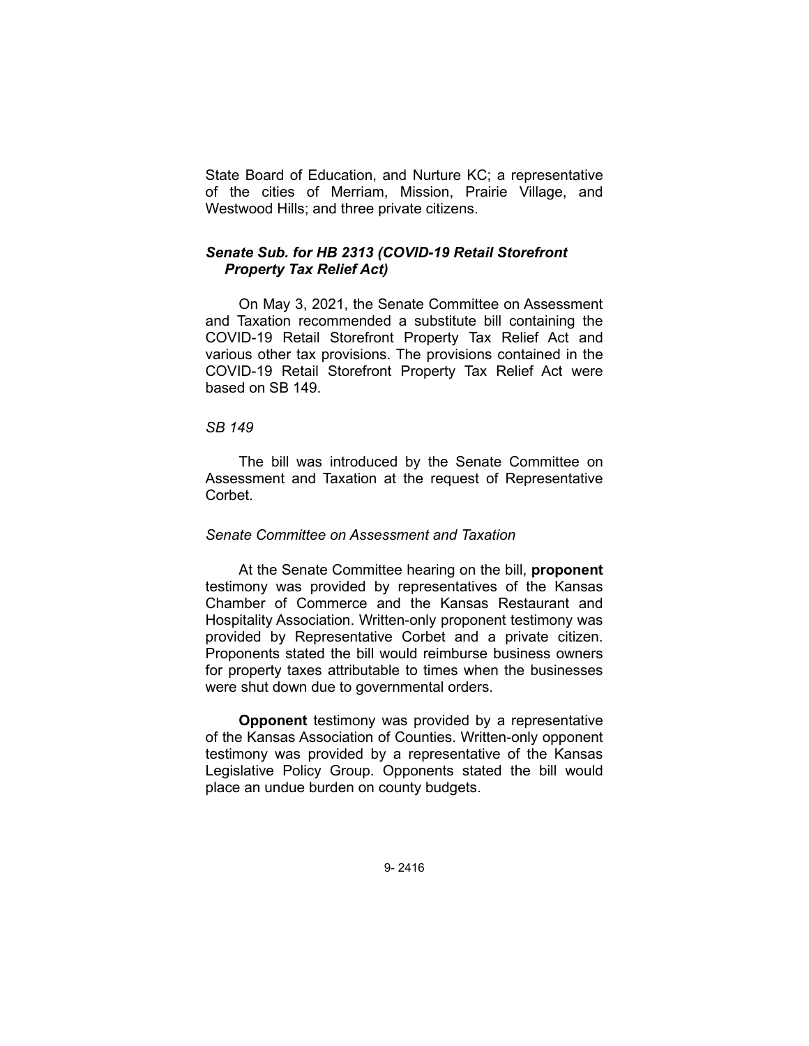State Board of Education, and Nurture KC; a representative of the cities of Merriam, Mission, Prairie Village, and Westwood Hills; and three private citizens.

### *Senate Sub. for HB 2313 (COVID-19 Retail Storefront Property Tax Relief Act)*

On May 3, 2021, the Senate Committee on Assessment and Taxation recommended a substitute bill containing the COVID-19 Retail Storefront Property Tax Relief Act and various other tax provisions. The provisions contained in the COVID-19 Retail Storefront Property Tax Relief Act were based on SB 149.

*SB 149*

The bill was introduced by the Senate Committee on Assessment and Taxation at the request of Representative Corbet.

*Senate Committee on Assessment and Taxation*

At the Senate Committee hearing on the bill, **proponent** testimony was provided by representatives of the Kansas Chamber of Commerce and the Kansas Restaurant and Hospitality Association. Written-only proponent testimony was provided by Representative Corbet and a private citizen. Proponents stated the bill would reimburse business owners for property taxes attributable to times when the businesses were shut down due to governmental orders.

**Opponent** testimony was provided by a representative of the Kansas Association of Counties. Written-only opponent testimony was provided by a representative of the Kansas Legislative Policy Group. Opponents stated the bill would place an undue burden on county budgets.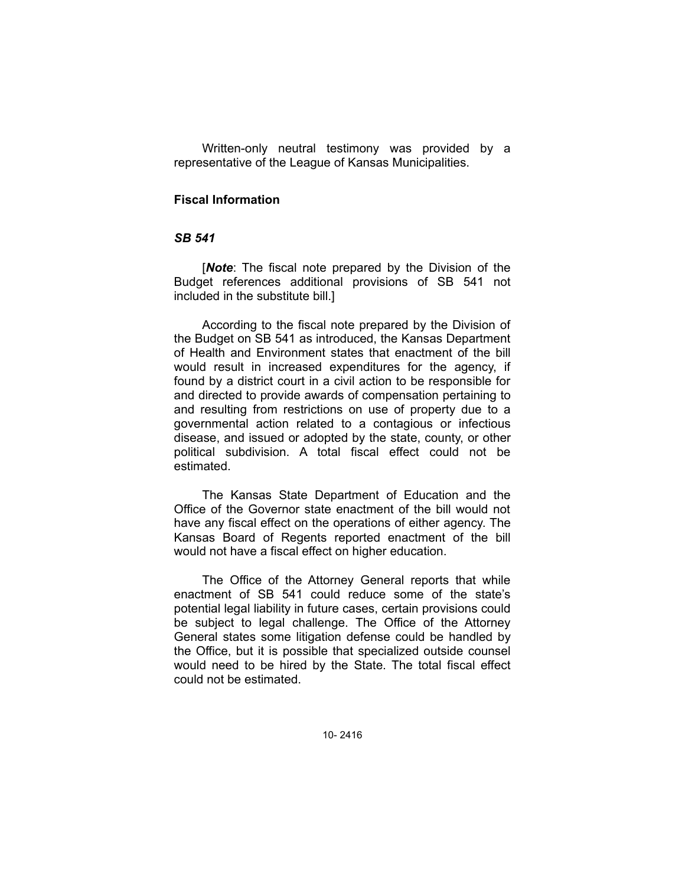Written-only neutral testimony was provided by a representative of the League of Kansas Municipalities.

### Fiscal Information

#### *SB 541*

[***Note***: The fiscal note prepared by the Division of the Budget references additional provisions of SB 541 not included in the substitute bill.]

According to the fiscal note prepared by the Division of the Budget on SB 541 as introduced, the Kansas Department of Health and Environment states that enactment of the bill would result in increased expenditures for the agency, if found by a district court in a civil action to be responsible for and directed to provide awards of compensation pertaining to and resulting from restrictions on use of property due to a governmental action related to a contagious or infectious disease, and issued or adopted by the state, county, or other political subdivision. A total fiscal effect could not be estimated.

The Kansas State Department of Education and the Office of the Governor state enactment of the bill would not have any fiscal effect on the operations of either agency. The Kansas Board of Regents reported enactment of the bill would not have a fiscal effect on higher education.

The Office of the Attorney General reports that while enactment of SB 541 could reduce some of the state's potential legal liability in future cases, certain provisions could be subject to legal challenge. The Office of the Attorney General states some litigation defense could be handled by the Office, but it is possible that specialized outside counsel would need to be hired by the State. The total fiscal effect could not be estimated.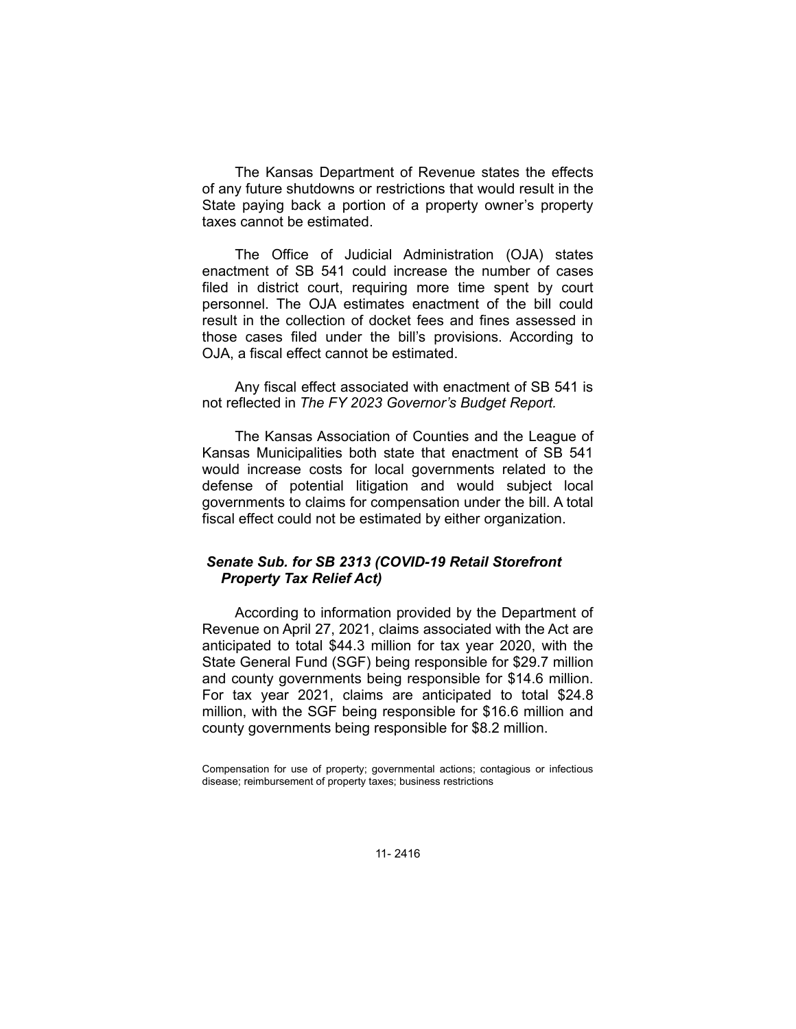The Kansas Department of Revenue states the effects of any future shutdowns or restrictions that would result in the State paying back a portion of a property owner's property taxes cannot be estimated.

The Office of Judicial Administration (OJA) states enactment of SB 541 could increase the number of cases filed in district court, requiring more time spent by court personnel. The OJA estimates enactment of the bill could result in the collection of docket fees and fines assessed in those cases filed under the bill's provisions. According to OJA, a fiscal effect cannot be estimated.

Any fiscal effect associated with enactment of SB 541 is not reflected in *The FY 2023 Governor's Budget Report.*

The Kansas Association of Counties and the League of Kansas Municipalities both state that enactment of SB 541 would increase costs for local governments related to the defense of potential litigation and would subject local governments to claims for compensation under the bill. A total fiscal effect could not be estimated by either organization.

### *Senate Sub. for SB 2313 (COVID-19 Retail Storefront Property Tax Relief Act)*

According to information provided by the Department of Revenue on April 27, 2021, claims associated with the Act are anticipated to total $44.3 million for tax year 2020, with the State General Fund (SGF) being responsible for $29.7 million and county governments being responsible for $14.6 million. For tax year 2021, claims are anticipated to total $24.8 million, with the SGF being responsible for $16.6 million and county governments being responsible for $8.2 million.

Compensation for use of property; governmental actions; contagious or infectious disease; reimbursement of property taxes; business restrictions

11- 2416